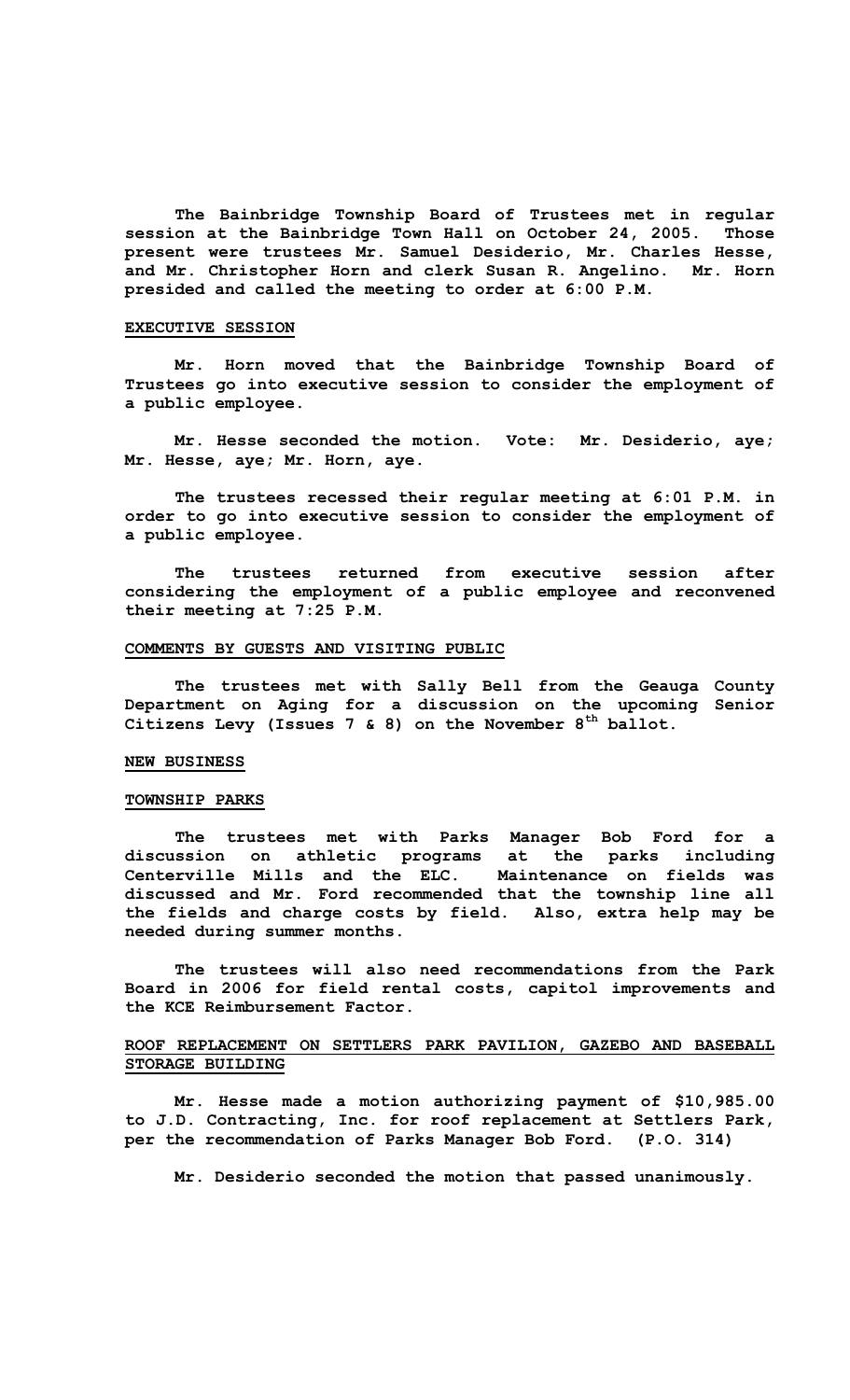**The Bainbridge Township Board of Trustees met in regular session at the Bainbridge Town Hall on October 24, 2005. Those present were trustees Mr. Samuel Desiderio, Mr. Charles Hesse, and Mr. Christopher Horn and clerk Susan R. Angelino. Mr. Horn presided and called the meeting to order at 6:00 P.M.**

## EXECUTIVE SESSION

**Mr. Horn moved that the Bainbridge Township Board of Trustees go into executive session to consider the employment of a public employee.**

**Mr. Hesse seconded the motion. Vote: Mr. Desiderio, aye; Mr. Hesse, aye; Mr. Horn, aye.**

**The trustees recessed their regular meeting at 6:01 P.M. in order to go into executive session to consider the employment of a public employee.**

**The trustees returned from executive session after considering the employment of a public employee and reconvened their meeting at 7:25 P.M.**

## COMMENTS BY GUESTS AND VISITING PUBLIC

**The trustees met with Sally Bell from the Geauga County Department on Aging for a discussion on the upcoming Senior Citizens Levy (Issues 7 & 8) on the November 8th ballot.**

## NEW BUSINESS

## TOWNSHIP PARKS

**The trustees met with Parks Manager Bob Ford for a discussion on athletic programs at the parks including Centerville Mills and the ELC. Maintenance on fields was discussed and Mr. Ford recommended that the township line all the fields and charge costs by field. Also, extra help may be needed during summer months.**

**The trustees will also need recommendations from the Park Board in 2006 for field rental costs, capitol improvements and the KCE Reimbursement Factor.**

## ROOF REPLACEMENT ON SETTLERS PARK PAVILION, GAZEBO AND BASEBALL STORAGE BUILDING

**Mr. Hesse made a motion authorizing payment of $10,985.00 to J.D. Contracting, Inc. for roof replacement at Settlers Park, per the recommendation of Parks Manager Bob Ford. (P.O. 314)**

**Mr. Desiderio seconded the motion that passed unanimously.**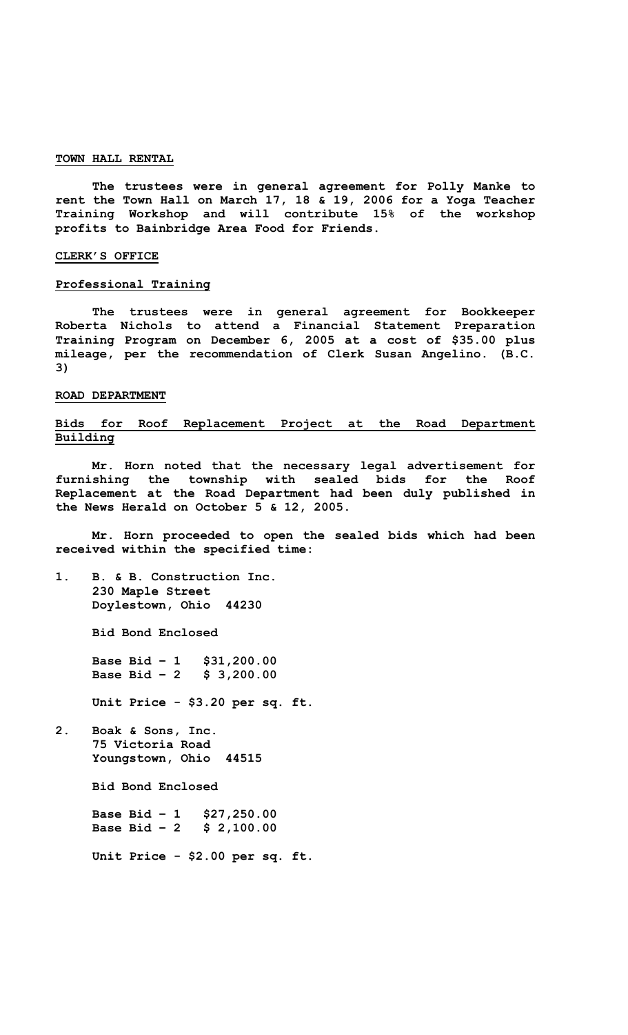**TOWN HALL RENTAL**

**The trustees were in general agreement for Polly Manke to rent the Town Hall on March 17, 18 & 19, 2006 for a Yoga Teacher Training Workshop and will contribute 15% of the workshop profits to Bainbridge Area Food for Friends.**

**CLERK'S OFFICE**

**Professional Training**

**The trustees were in general agreement for Bookkeeper Roberta Nichols to attend a Financial Statement Preparation Training Program on December 6, 2005 at a cost of $35.00 plus mileage, per the recommendation of Clerk Susan Angelino. (B.C. 3)**

**ROAD DEPARTMENT**

**Bids for Roof Replacement Project at the Road Department Building**

**Mr. Horn noted that the necessary legal advertisement for furnishing the township with sealed bids for the Roof Replacement at the Road Department had been duly published in the News Herald on October 5 & 12, 2005.**

**Mr. Horn proceeded to open the sealed bids which had been received within the specified time:**

1. **B. & B. Construction Inc.**
   **230 Maple Street**
   **Doylestown, Ohio 44230**

   **Bid Bond Enclosed**

   **Base Bid – 1 $31,200.00**
   **Base Bid – 2 $ 3,200.00**

   **Unit Price - $3.20 per sq. ft.**

2. **Boak & Sons, Inc.**
   **75 Victoria Road**
   **Youngstown, Ohio 44515**

   **Bid Bond Enclosed**

   **Base Bid – 1 $27,250.00**
   **Base Bid – 2 $ 2,100.00**

   **Unit Price - $2.00 per sq. ft.**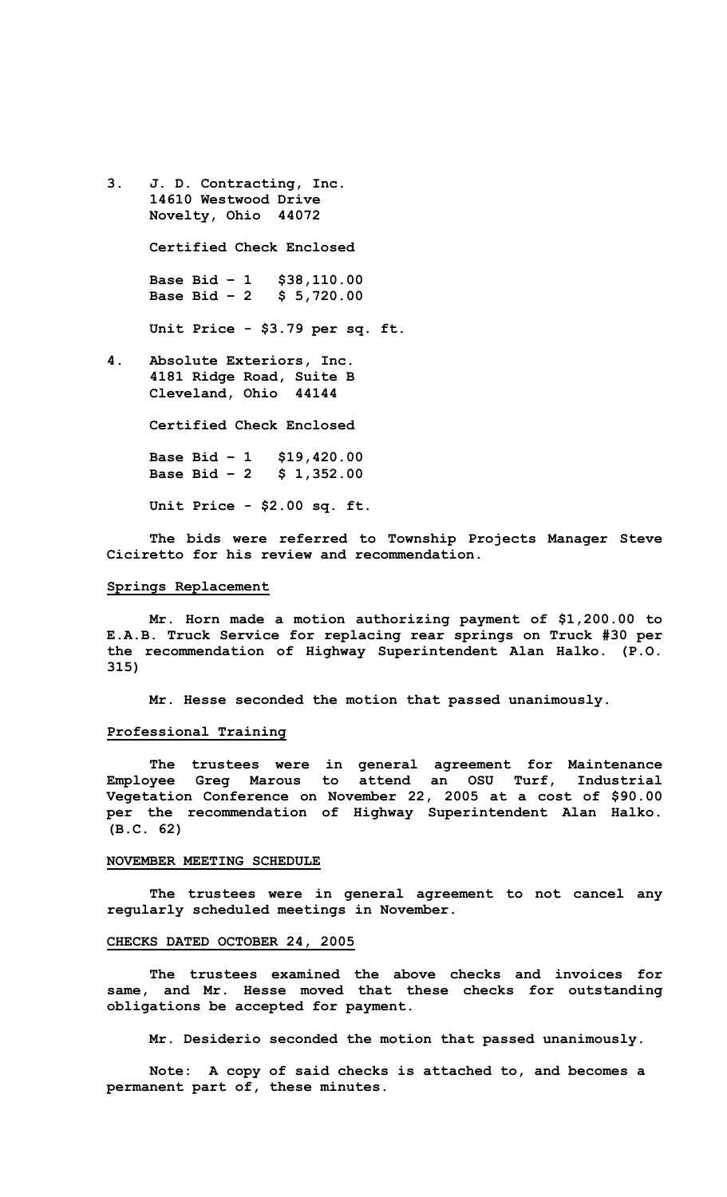3. **J. D. Contracting, Inc.**
   **14610 Westwood Drive**
   **Novelty, Ohio 44072**

   **Certified Check Enclosed**

   **Base Bid – 1 $38,110.00**
   **Base Bid – 2 $ 5,720.00**

   **Unit Price - $3.79 per sq. ft.**

4. **Absolute Exteriors, Inc.**
   **4181 Ridge Road, Suite B**
   **Cleveland, Ohio 44144**

   **Certified Check Enclosed**

   **Base Bid – 1 $19,420.00**
   **Base Bid – 2 $ 1,352.00**

   **Unit Price - $2.00 sq. ft.**

**The bids were referred to Township Projects Manager Steve Ciciretto for his review and recommendation.**

**Springs Replacement**

**Mr. Horn made a motion authorizing payment of $1,200.00 to E.A.B. Truck Service for replacing rear springs on Truck #30 per the recommendation of Highway Superintendent Alan Halko. (P.O. 315)**

**Mr. Hesse seconded the motion that passed unanimously.**

**Professional Training**

**The trustees were in general agreement for Maintenance Employee Greg Marous to attend an OSU Turf, Industrial Vegetation Conference on November 22, 2005 at a cost of $90.00 per the recommendation of Highway Superintendent Alan Halko. (B.C. 62)**

**NOVEMBER MEETING SCHEDULE**

**The trustees were in general agreement to not cancel any regularly scheduled meetings in November.**

**CHECKS DATED OCTOBER 24, 2005**

**The trustees examined the above checks and invoices for same, and Mr. Hesse moved that these checks for outstanding obligations be accepted for payment.**

**Mr. Desiderio seconded the motion that passed unanimously.**

**Note: A copy of said checks is attached to, and becomes a permanent part of, these minutes.**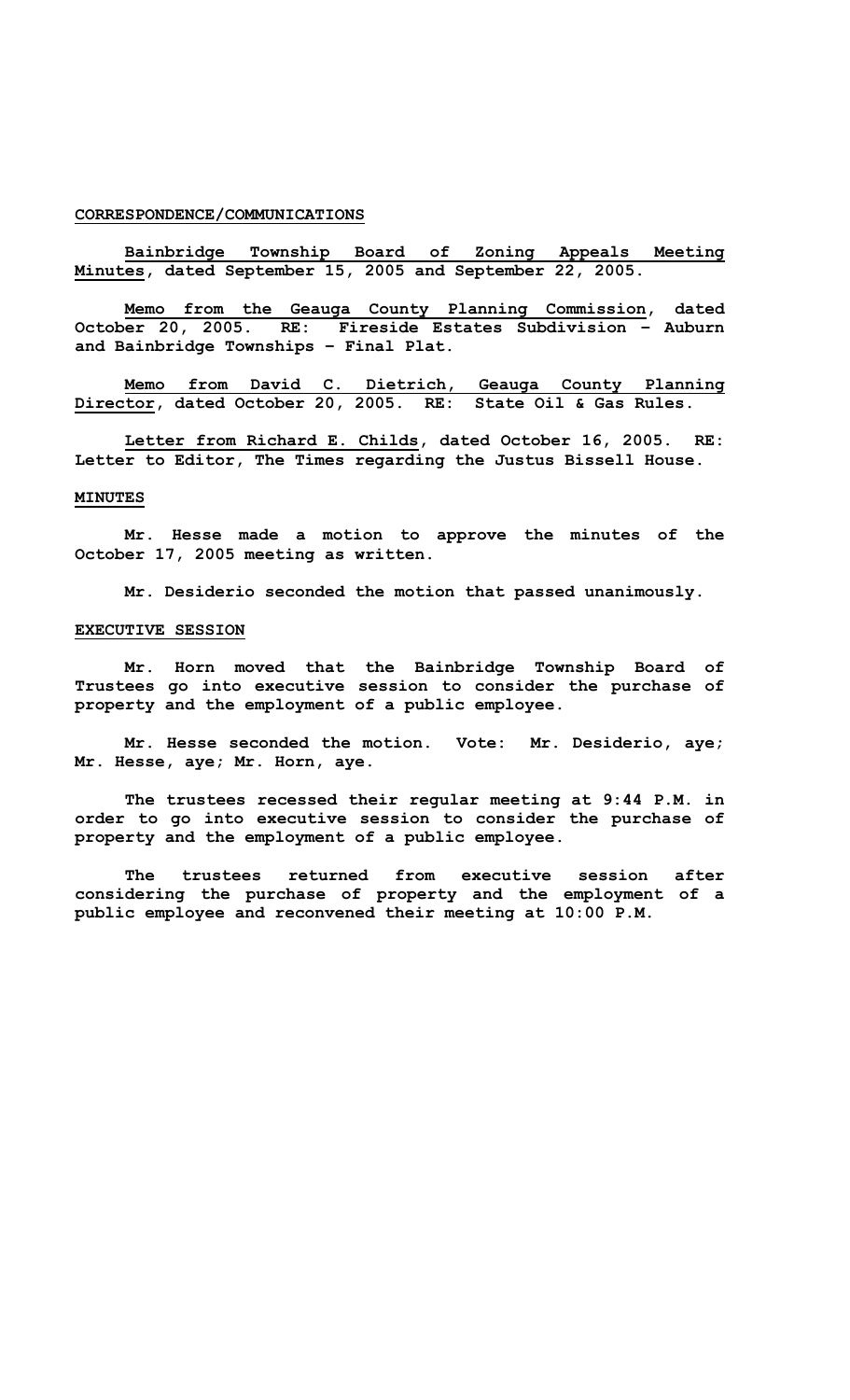## CORRESPONDENCE/COMMUNICATIONS

**Bainbridge Township Board of Zoning Appeals Meeting Minutes, dated September 15, 2005 and September 22, 2005.**

**Memo from the Geauga County Planning Commission, dated October 20, 2005. RE: Fireside Estates Subdivision – Auburn and Bainbridge Townships – Final Plat.**

**Memo from David C. Dietrich, Geauga County Planning Director, dated October 20, 2005. RE: State Oil & Gas Rules.**

**Letter from Richard E. Childs, dated October 16, 2005. RE: Letter to Editor, The Times regarding the Justus Bissell House.**

## MINUTES

**Mr. Hesse made a motion to approve the minutes of the October 17, 2005 meeting as written.**

**Mr. Desiderio seconded the motion that passed unanimously.**

## EXECUTIVE SESSION

**Mr. Horn moved that the Bainbridge Township Board of Trustees go into executive session to consider the purchase of property and the employment of a public employee.**

**Mr. Hesse seconded the motion. Vote: Mr. Desiderio, aye; Mr. Hesse, aye; Mr. Horn, aye.**

**The trustees recessed their regular meeting at 9:44 P.M. in order to go into executive session to consider the purchase of property and the employment of a public employee.**

**The trustees returned from executive session after considering the purchase of property and the employment of a public employee and reconvened their meeting at 10:00 P.M.**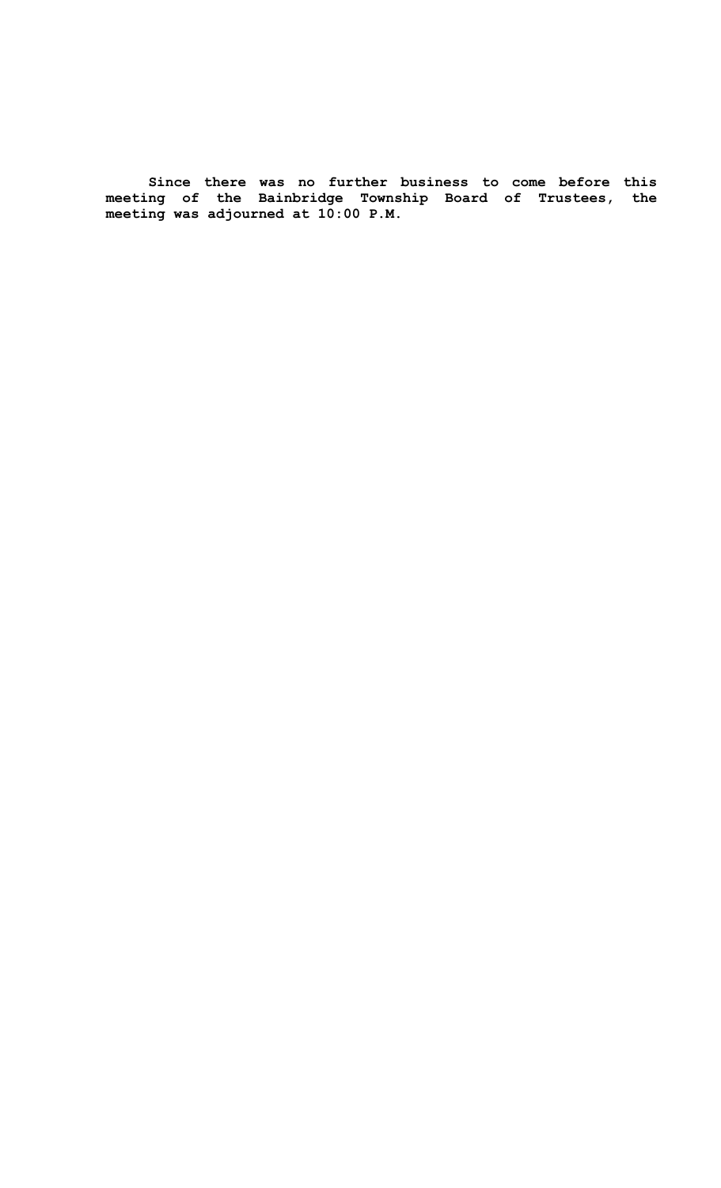**Since there was no further business to come before this meeting of the Bainbridge Township Board of Trustees, the meeting was adjourned at 10:00 P.M.**